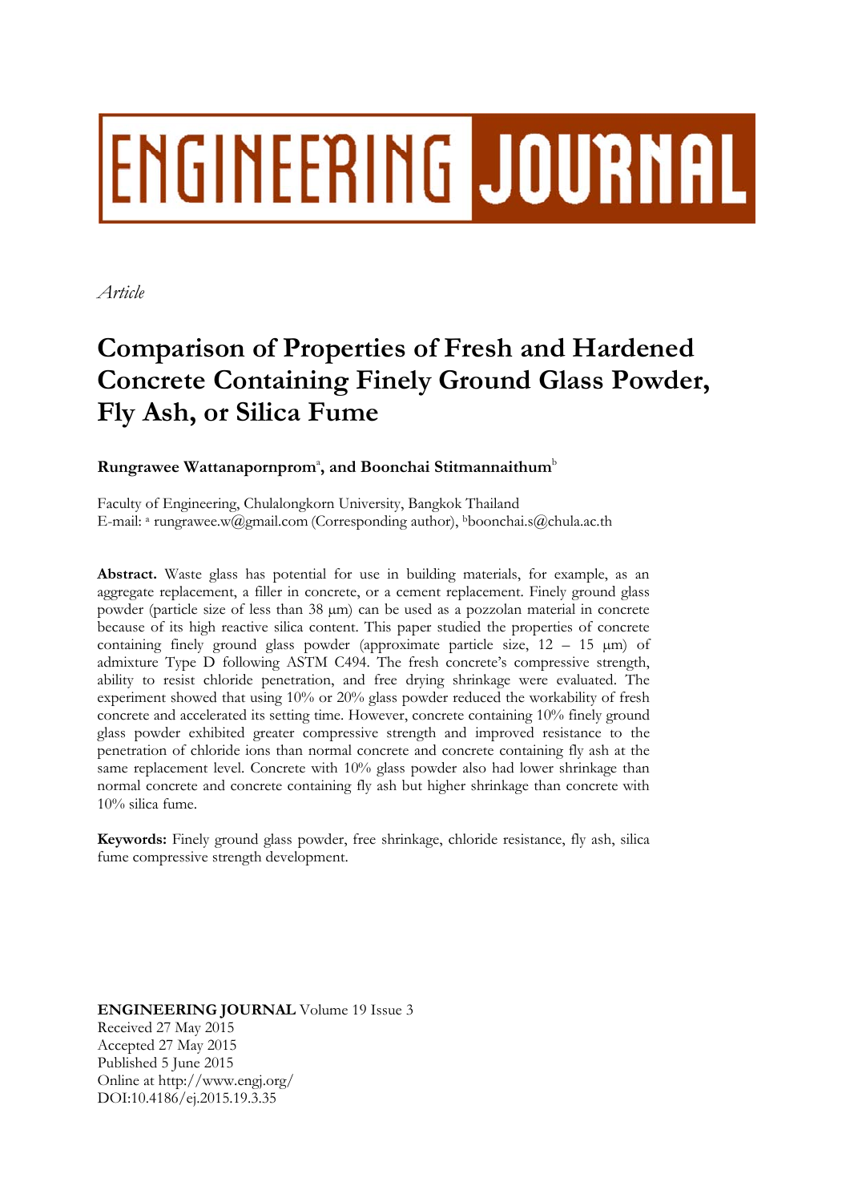ENGINEERING JOURNAL

*Article*

# Comparison of Properties of Fresh and Hardened Concrete Containing Finely Ground Glass Powder, Fly Ash, or Silica Fume

**Rungrawee Wattanapornprom[a], and Boonchai Stitmannaithum[b]**

Faculty of Engineering, Chulalongkorn University, Bangkok Thailand
E-mail: [a] rungrawee.w@gmail.com (Corresponding author), [b]boonchai.s@chula.ac.th

**Abstract.** Waste glass has potential for use in building materials, for example, as an aggregate replacement, a filler in concrete, or a cement replacement. Finely ground glass powder (particle size of less than 38 μm) can be used as a pozzolan material in concrete because of its high reactive silica content. This paper studied the properties of concrete containing finely ground glass powder (approximate particle size, 12 – 15 μm) of admixture Type D following ASTM C494. The fresh concrete's compressive strength, ability to resist chloride penetration, and free drying shrinkage were evaluated. The experiment showed that using 10% or 20% glass powder reduced the workability of fresh concrete and accelerated its setting time. However, concrete containing 10% finely ground glass powder exhibited greater compressive strength and improved resistance to the penetration of chloride ions than normal concrete and concrete containing fly ash at the same replacement level. Concrete with 10% glass powder also had lower shrinkage than normal concrete and concrete containing fly ash but higher shrinkage than concrete with 10% silica fume.

**Keywords:** Finely ground glass powder, free shrinkage, chloride resistance, fly ash, silica fume compressive strength development.

**ENGINEERING JOURNAL** Volume 19 Issue 3
Received 27 May 2015
Accepted 27 May 2015
Published 5 June 2015
Online at http://www.engj.org/
DOI:10.4186/ej.2015.19.3.35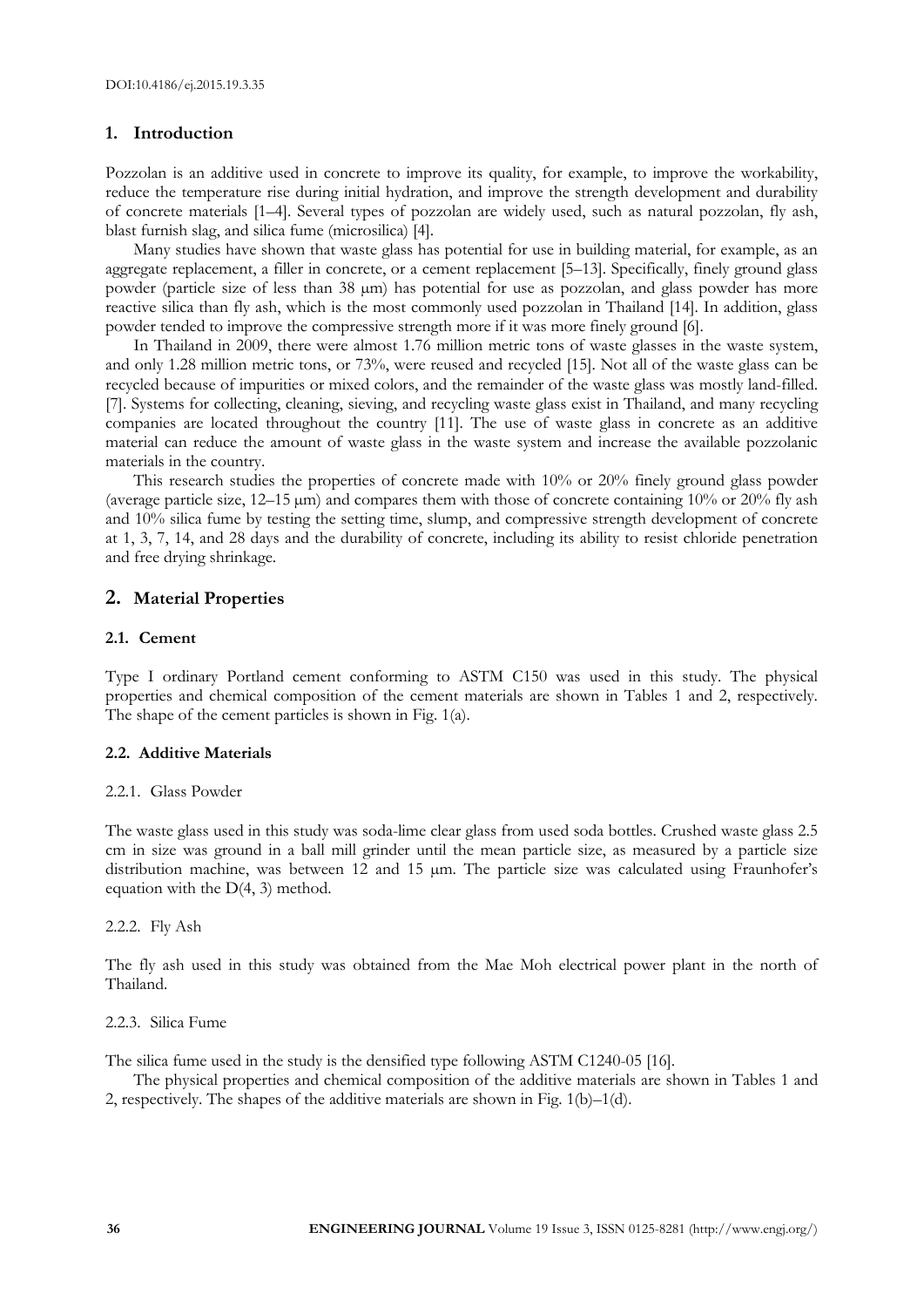DOI:10.4186/ej.2015.19.3.35

## 1. Introduction

Pozzolan is an additive used in concrete to improve its quality, for example, to improve the workability, reduce the temperature rise during initial hydration, and improve the strength development and durability of concrete materials [1–4]. Several types of pozzolan are widely used, such as natural pozzolan, fly ash, blast furnish slag, and silica fume (microsilica) [4].

Many studies have shown that waste glass has potential for use in building material, for example, as an aggregate replacement, a filler in concrete, or a cement replacement [5–13]. Specifically, finely ground glass powder (particle size of less than 38 μm) has potential for use as pozzolan, and glass powder has more reactive silica than fly ash, which is the most commonly used pozzolan in Thailand [14]. In addition, glass powder tended to improve the compressive strength more if it was more finely ground [6].

In Thailand in 2009, there were almost 1.76 million metric tons of waste glasses in the waste system, and only 1.28 million metric tons, or 73%, were reused and recycled [15]. Not all of the waste glass can be recycled because of impurities or mixed colors, and the remainder of the waste glass was mostly land-filled. [7]. Systems for collecting, cleaning, sieving, and recycling waste glass exist in Thailand, and many recycling companies are located throughout the country [11]. The use of waste glass in concrete as an additive material can reduce the amount of waste glass in the waste system and increase the available pozzolanic materials in the country.

This research studies the properties of concrete made with 10% or 20% finely ground glass powder (average particle size, 12–15 μm) and compares them with those of concrete containing 10% or 20% fly ash and 10% silica fume by testing the setting time, slump, and compressive strength development of concrete at 1, 3, 7, 14, and 28 days and the durability of concrete, including its ability to resist chloride penetration and free drying shrinkage.

## 2. Material Properties

### 2.1. Cement

Type I ordinary Portland cement conforming to ASTM C150 was used in this study. The physical properties and chemical composition of the cement materials are shown in Tables 1 and 2, respectively. The shape of the cement particles is shown in Fig. 1(a).

### 2.2. Additive Materials

#### 2.2.1. Glass Powder

The waste glass used in this study was soda-lime clear glass from used soda bottles. Crushed waste glass 2.5 cm in size was ground in a ball mill grinder until the mean particle size, as measured by a particle size distribution machine, was between 12 and 15 μm. The particle size was calculated using Fraunhofer's equation with the D(4, 3) method.

#### 2.2.2. Fly Ash

The fly ash used in this study was obtained from the Mae Moh electrical power plant in the north of Thailand.

#### 2.2.3. Silica Fume

The silica fume used in the study is the densified type following ASTM C1240-05 [16].

The physical properties and chemical composition of the additive materials are shown in Tables 1 and 2, respectively. The shapes of the additive materials are shown in Fig. 1(b)–1(d).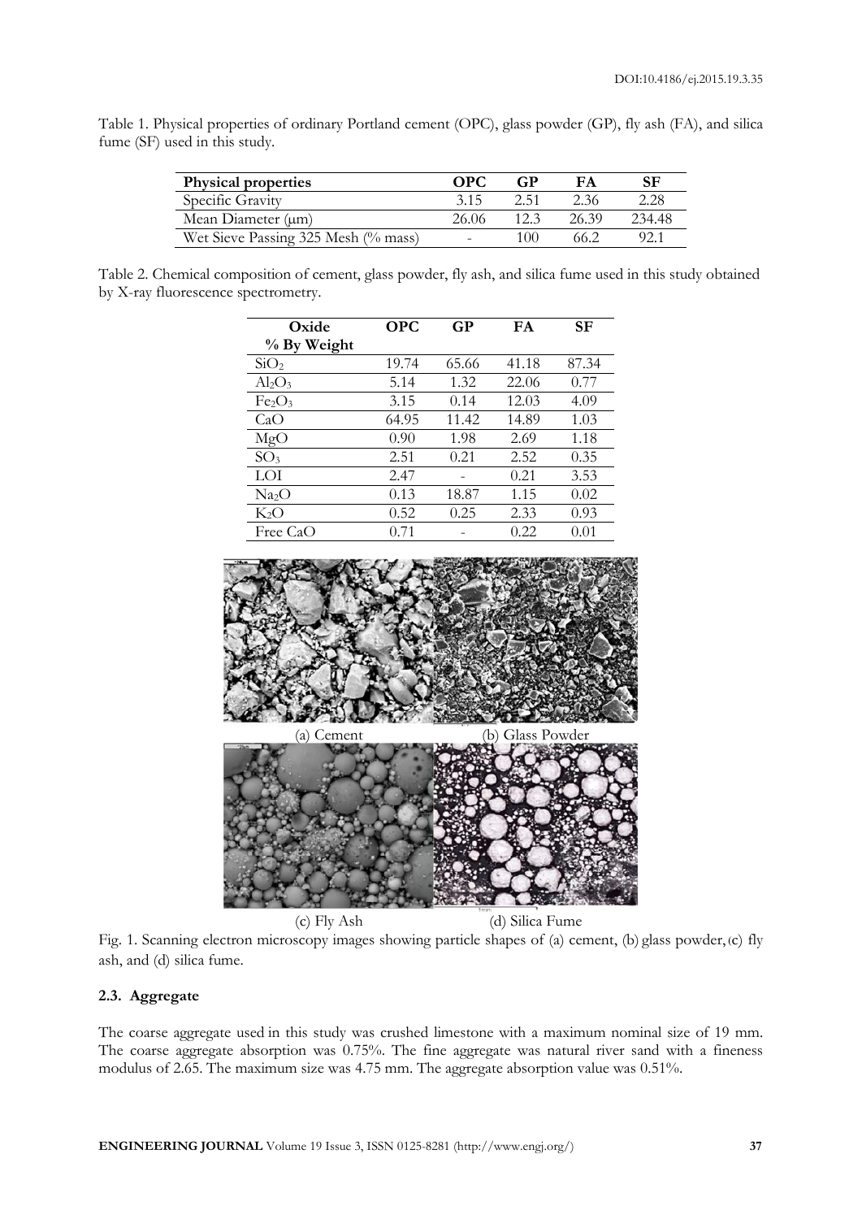Table 1. Physical properties of ordinary Portland cement (OPC), glass powder (GP), fly ash (FA), and silica fume (SF) used in this study.

| Physical properties | OPC | GP | FA | SF |
|---|---|---|---|---|
| Specific Gravity | 3.15 | 2.51 | 2.36 | 2.28 |
| Mean Diameter (μm) | 26.06 | 12.3 | 26.39 | 234.48 |
| Wet Sieve Passing 325 Mesh (% mass) | - | 100 | 66.2 | 92.1 |

Table 2. Chemical composition of cement, glass powder, fly ash, and silica fume used in this study obtained by X-ray fluorescence spectrometry.

| Oxide % By Weight | OPC | GP | FA | SF |
|---|---|---|---|---|
| $SiO_2$ | 19.74 | 65.66 | 41.18 | 87.34 |
| $Al_2O_3$ | 5.14 | 1.32 | 22.06 | 0.77 |
| $Fe_2O_3$ | 3.15 | 0.14 | 12.03 | 4.09 |
| CaO | 64.95 | 11.42 | 14.89 | 1.03 |
| MgO | 0.90 | 1.98 | 2.69 | 1.18 |
| $SO_3$ | 2.51 | 0.21 | 2.52 | 0.35 |
| LOI | 2.47 | - | 0.21 | 3.53 |
| $Na_2O$ | 0.13 | 18.87 | 1.15 | 0.02 |
| $K_2O$ | 0.52 | 0.25 | 2.33 | 0.93 |
| Free CaO | 0.71 | - | 0.22 | 0.01 |

(a) Cement (b) Glass Powder

(c) Fly Ash (d) Silica Fume

Fig. 1. Scanning electron microscopy images showing particle shapes of (a) cement, (b) glass powder, (c) fly ash, and (d) silica fume.

### 2.3. Aggregate

The coarse aggregate used in this study was crushed limestone with a maximum nominal size of 19 mm. The coarse aggregate absorption was 0.75%. The fine aggregate was natural river sand with a fineness modulus of 2.65. The maximum size was 4.75 mm. The aggregate absorption value was 0.51%.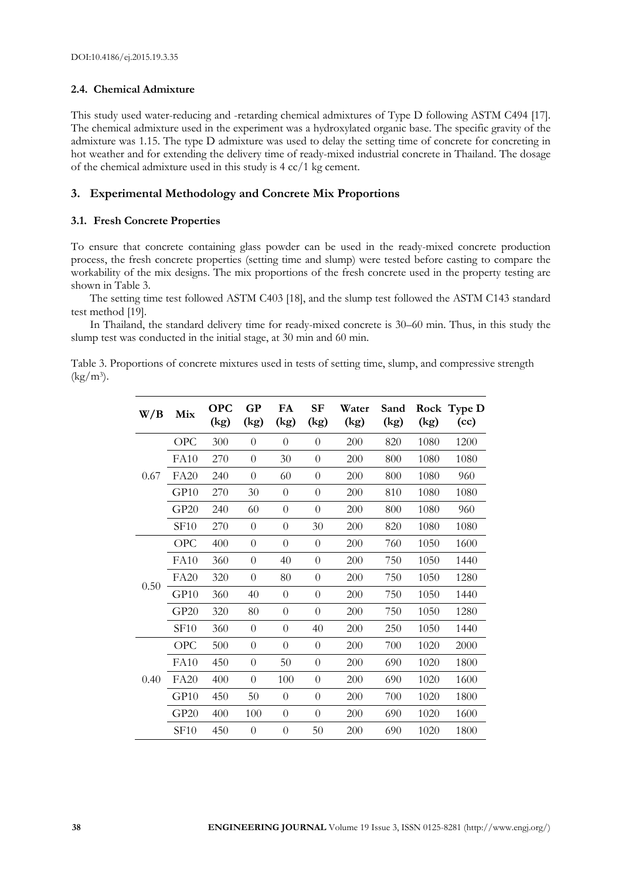### 2.4. Chemical Admixture

This study used water-reducing and -retarding chemical admixtures of Type D following ASTM C494 [17]. The chemical admixture used in the experiment was a hydroxylated organic base. The specific gravity of the admixture was 1.15. The type D admixture was used to delay the setting time of concrete for concreting in hot weather and for extending the delivery time of ready-mixed industrial concrete in Thailand. The dosage of the chemical admixture used in this study is 4 cc/1 kg cement.

## 3. Experimental Methodology and Concrete Mix Proportions

### 3.1. Fresh Concrete Properties

To ensure that concrete containing glass powder can be used in the ready-mixed concrete production process, the fresh concrete properties (setting time and slump) were tested before casting to compare the workability of the mix designs. The mix proportions of the fresh concrete used in the property testing are shown in Table 3.

The setting time test followed ASTM C403 [18], and the slump test followed the ASTM C143 standard test method [19].

In Thailand, the standard delivery time for ready-mixed concrete is 30–60 min. Thus, in this study the slump test was conducted in the initial stage, at 30 min and 60 min.

Table 3. Proportions of concrete mixtures used in tests of setting time, slump, and compressive strength (kg/m$^3$).

| W/B | Mix | OPC (kg) | GP (kg) | FA (kg) | SF (kg) | Water (kg) | Sand (kg) | Rock (kg) | Type D (cc) |
|---|---|---|---|---|---|---|---|---|---|
| 0.67 | OPC | 300 | 0 | 0 | 0 | 200 | 820 | 1080 | 1200 |
| | FA10 | 270 | 0 | 30 | 0 | 200 | 800 | 1080 | 1080 |
| | FA20 | 240 | 0 | 60 | 0 | 200 | 800 | 1080 | 960 |
| | GP10 | 270 | 30 | 0 | 0 | 200 | 810 | 1080 | 1080 |
| | GP20 | 240 | 60 | 0 | 0 | 200 | 800 | 1080 | 960 |
| | SF10 | 270 | 0 | 0 | 30 | 200 | 820 | 1080 | 1080 |
| 0.50 | OPC | 400 | 0 | 0 | 0 | 200 | 760 | 1050 | 1600 |
| | FA10 | 360 | 0 | 40 | 0 | 200 | 750 | 1050 | 1440 |
| | FA20 | 320 | 0 | 80 | 0 | 200 | 750 | 1050 | 1280 |
| | GP10 | 360 | 40 | 0 | 0 | 200 | 750 | 1050 | 1440 |
| | GP20 | 320 | 80 | 0 | 0 | 200 | 750 | 1050 | 1280 |
| | SF10 | 360 | 0 | 0 | 40 | 200 | 250 | 1050 | 1440 |
| 0.40 | OPC | 500 | 0 | 0 | 0 | 200 | 700 | 1020 | 2000 |
| | FA10 | 450 | 0 | 50 | 0 | 200 | 690 | 1020 | 1800 |
| | FA20 | 400 | 0 | 100 | 0 | 200 | 690 | 1020 | 1600 |
| | GP10 | 450 | 50 | 0 | 0 | 200 | 700 | 1020 | 1800 |
| | GP20 | 400 | 100 | 0 | 0 | 200 | 690 | 1020 | 1600 |
| | SF10 | 450 | 0 | 0 | 50 | 200 | 690 | 1020 | 1800 |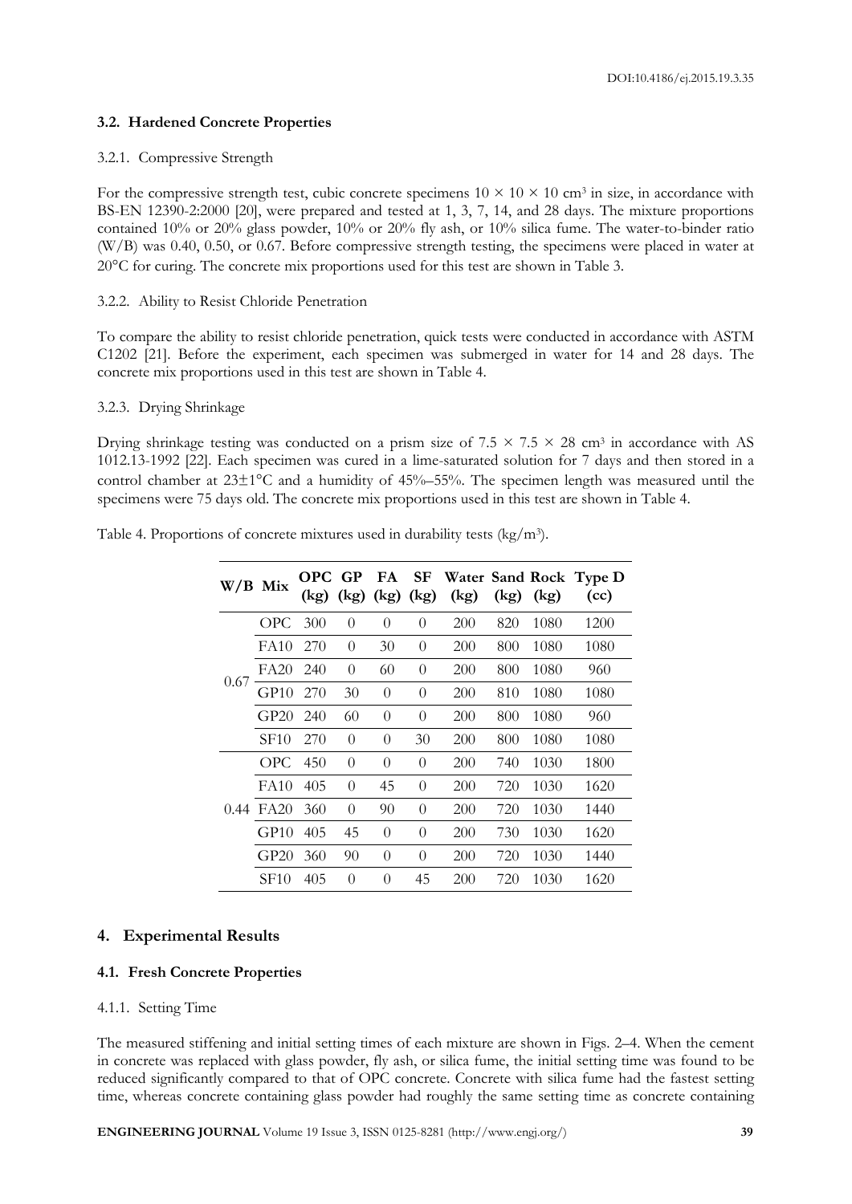### 3.2. Hardened Concrete Properties

#### 3.2.1. Compressive Strength

For the compressive strength test, cubic concrete specimens $10 \times 10 \times 10$ cm$^3$ in size, in accordance with BS-EN 12390-2:2000 [20], were prepared and tested at 1, 3, 7, 14, and 28 days. The mixture proportions contained 10% or 20% glass powder, 10% or 20% fly ash, or 10% silica fume. The water-to-binder ratio (W/B) was 0.40, 0.50, or 0.67. Before compressive strength testing, the specimens were placed in water at 20°C for curing. The concrete mix proportions used for this test are shown in Table 3.

#### 3.2.2. Ability to Resist Chloride Penetration

To compare the ability to resist chloride penetration, quick tests were conducted in accordance with ASTM C1202 [21]. Before the experiment, each specimen was submerged in water for 14 and 28 days. The concrete mix proportions used in this test are shown in Table 4.

#### 3.2.3. Drying Shrinkage

Drying shrinkage testing was conducted on a prism size of $7.5 \times 7.5 \times 28$ cm$^3$ in accordance with AS 1012.13-1992 [22]. Each specimen was cured in a lime-saturated solution for 7 days and then stored in a control chamber at 23±1°C and a humidity of 45%–55%. The specimen length was measured until the specimens were 75 days old. The concrete mix proportions used in this test are shown in Table 4.

Table 4. Proportions of concrete mixtures used in durability tests (kg/m$^3$).

| W/B | Mix | OPC (kg) | GP (kg) | FA (kg) | SF (kg) | Water (kg) | Sand (kg) | Rock (kg) | Type D (cc) |
|---|---|---|---|---|---|---|---|---|---|
| 0.67 | OPC | 300 | 0 | 0 | 0 | 200 | 820 | 1080 | 1200 |
| | FA10 | 270 | 0 | 30 | 0 | 200 | 800 | 1080 | 1080 |
| | FA20 | 240 | 0 | 60 | 0 | 200 | 800 | 1080 | 960 |
| | GP10 | 270 | 30 | 0 | 0 | 200 | 810 | 1080 | 1080 |
| | GP20 | 240 | 60 | 0 | 0 | 200 | 800 | 1080 | 960 |
| | SF10 | 270 | 0 | 0 | 30 | 200 | 800 | 1080 | 1080 |
| 0.44 | OPC | 450 | 0 | 0 | 0 | 200 | 740 | 1030 | 1800 |
| | FA10 | 405 | 0 | 45 | 0 | 200 | 720 | 1030 | 1620 |
| | FA20 | 360 | 0 | 90 | 0 | 200 | 720 | 1030 | 1440 |
| | GP10 | 405 | 45 | 0 | 0 | 200 | 730 | 1030 | 1620 |
| | GP20 | 360 | 90 | 0 | 0 | 200 | 720 | 1030 | 1440 |
| | SF10 | 405 | 0 | 0 | 45 | 200 | 720 | 1030 | 1620 |

## 4. Experimental Results

### 4.1. Fresh Concrete Properties

#### 4.1.1. Setting Time

The measured stiffening and initial setting times of each mixture are shown in Figs. 2–4. When the cement in concrete was replaced with glass powder, fly ash, or silica fume, the initial setting time was found to be reduced significantly compared to that of OPC concrete. Concrete with silica fume had the fastest setting time, whereas concrete containing glass powder had roughly the same setting time as concrete containing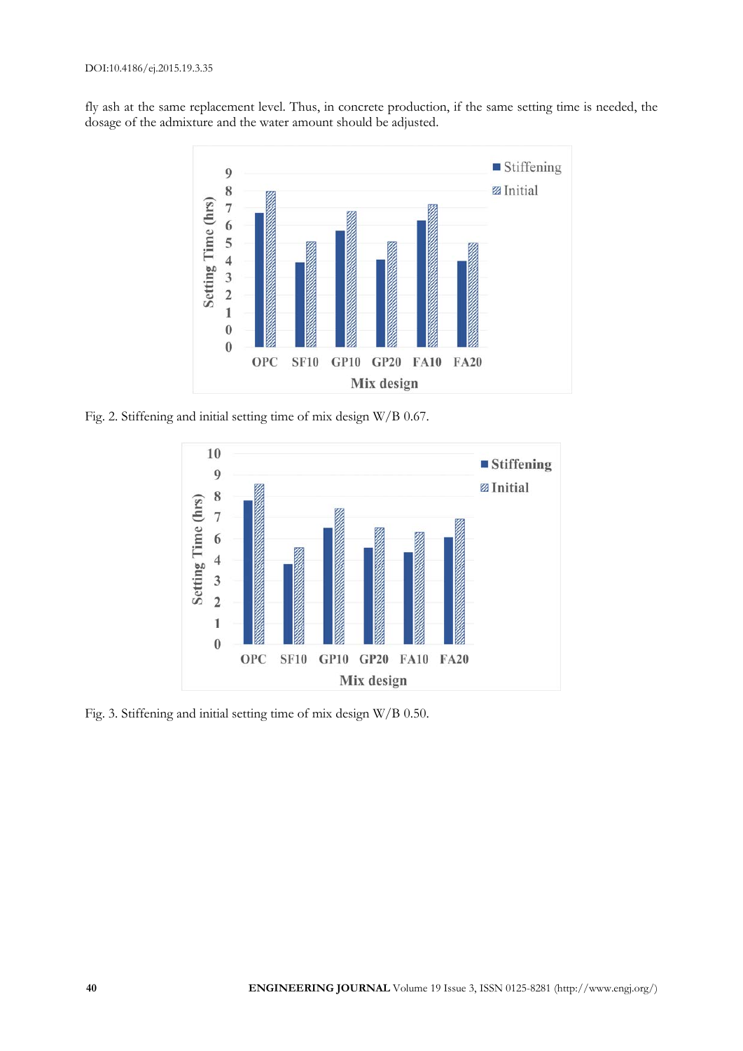fly ash at the same replacement level. Thus, in concrete production, if the same setting time is needed, the dosage of the admixture and the water amount should be adjusted.

Fig. 2. Stiffening and initial setting time of mix design W/B 0.67.

Fig. 3. Stiffening and initial setting time of mix design W/B 0.50.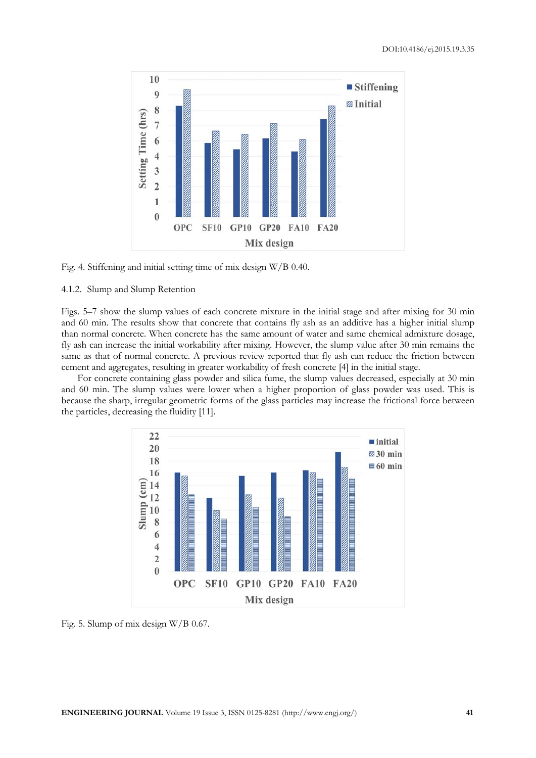Fig. 4. Stiffening and initial setting time of mix design W/B 0.40.

4.1.2. Slump and Slump Retention

Figs. 5–7 show the slump values of each concrete mixture in the initial stage and after mixing for 30 min and 60 min. The results show that concrete that contains fly ash as an additive has a higher initial slump than normal concrete. When concrete has the same amount of water and same chemical admixture dosage, fly ash can increase the initial workability after mixing. However, the slump value after 30 min remains the same as that of normal concrete. A previous review reported that fly ash can reduce the friction between cement and aggregates, resulting in greater workability of fresh concrete [4] in the initial stage.

For concrete containing glass powder and silica fume, the slump values decreased, especially at 30 min and 60 min. The slump values were lower when a higher proportion of glass powder was used. This is because the sharp, irregular geometric forms of the glass particles may increase the frictional force between the particles, decreasing the fluidity [11].

Fig. 5. Slump of mix design W/B 0.67.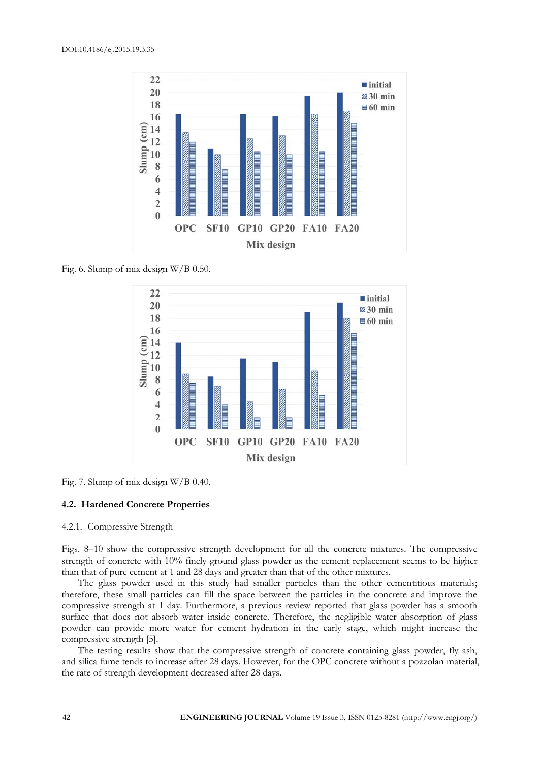Fig. 6. Slump of mix design W/B 0.50.

Fig. 7. Slump of mix design W/B 0.40.

### 4.2. Hardened Concrete Properties

#### 4.2.1. Compressive Strength

Figs. 8–10 show the compressive strength development for all the concrete mixtures. The compressive strength of concrete with 10% finely ground glass powder as the cement replacement seems to be higher than that of pure cement at 1 and 28 days and greater than that of the other mixtures.

The glass powder used in this study had smaller particles than the other cementitious materials; therefore, these small particles can fill the space between the particles in the concrete and improve the compressive strength at 1 day. Furthermore, a previous review reported that glass powder has a smooth surface that does not absorb water inside concrete. Therefore, the negligible water absorption of glass powder can provide more water for cement hydration in the early stage, which might increase the compressive strength [5].

The testing results show that the compressive strength of concrete containing glass powder, fly ash, and silica fume tends to increase after 28 days. However, for the OPC concrete without a pozzolan material, the rate of strength development decreased after 28 days.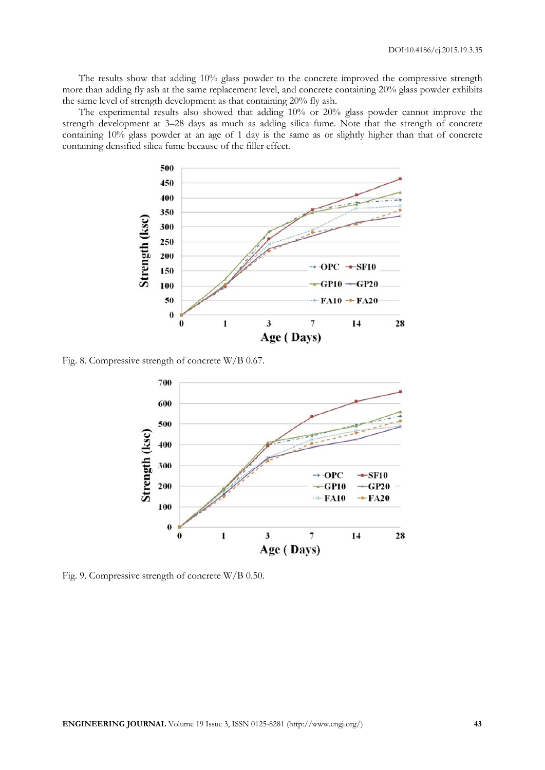The results show that adding 10% glass powder to the concrete improved the compressive strength more than adding fly ash at the same replacement level, and concrete containing 20% glass powder exhibits the same level of strength development as that containing 20% fly ash.

The experimental results also showed that adding 10% or 20% glass powder cannot improve the strength development at 3–28 days as much as adding silica fume. Note that the strength of concrete containing 10% glass powder at an age of 1 day is the same as or slightly higher than that of concrete containing densified silica fume because of the filler effect.

Fig. 8. Compressive strength of concrete W/B 0.67.

Fig. 9. Compressive strength of concrete W/B 0.50.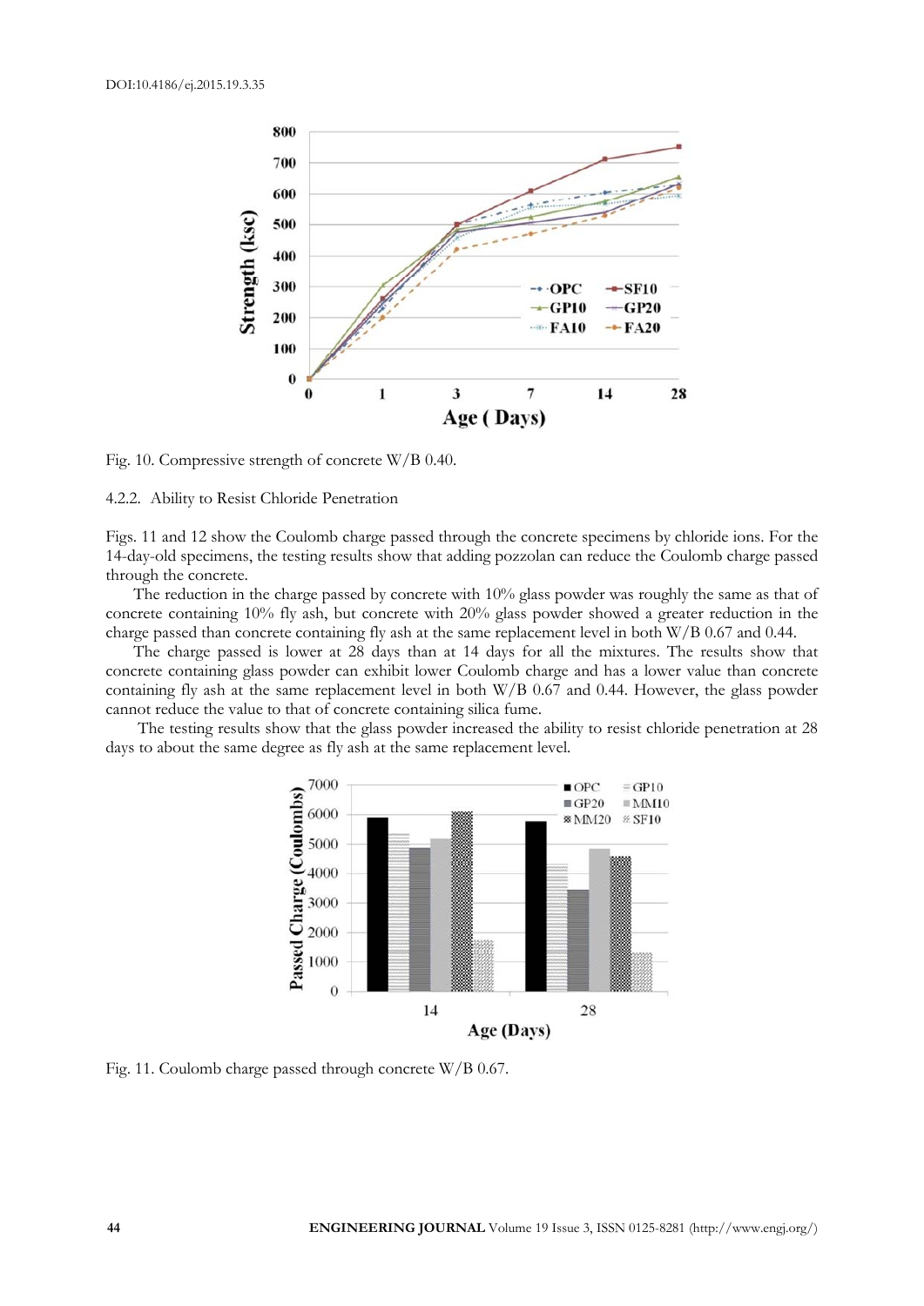Fig. 10. Compressive strength of concrete W/B 0.40.

4.2.2. Ability to Resist Chloride Penetration

Figs. 11 and 12 show the Coulomb charge passed through the concrete specimens by chloride ions. For the 14-day-old specimens, the testing results show that adding pozzolan can reduce the Coulomb charge passed through the concrete.

The reduction in the charge passed by concrete with 10% glass powder was roughly the same as that of concrete containing 10% fly ash, but concrete with 20% glass powder showed a greater reduction in the charge passed than concrete containing fly ash at the same replacement level in both W/B 0.67 and 0.44.

The charge passed is lower at 28 days than at 14 days for all the mixtures. The results show that concrete containing glass powder can exhibit lower Coulomb charge and has a lower value than concrete containing fly ash at the same replacement level in both W/B 0.67 and 0.44. However, the glass powder cannot reduce the value to that of concrete containing silica fume.

The testing results show that the glass powder increased the ability to resist chloride penetration at 28 days to about the same degree as fly ash at the same replacement level.

Fig. 11. Coulomb charge passed through concrete W/B 0.67.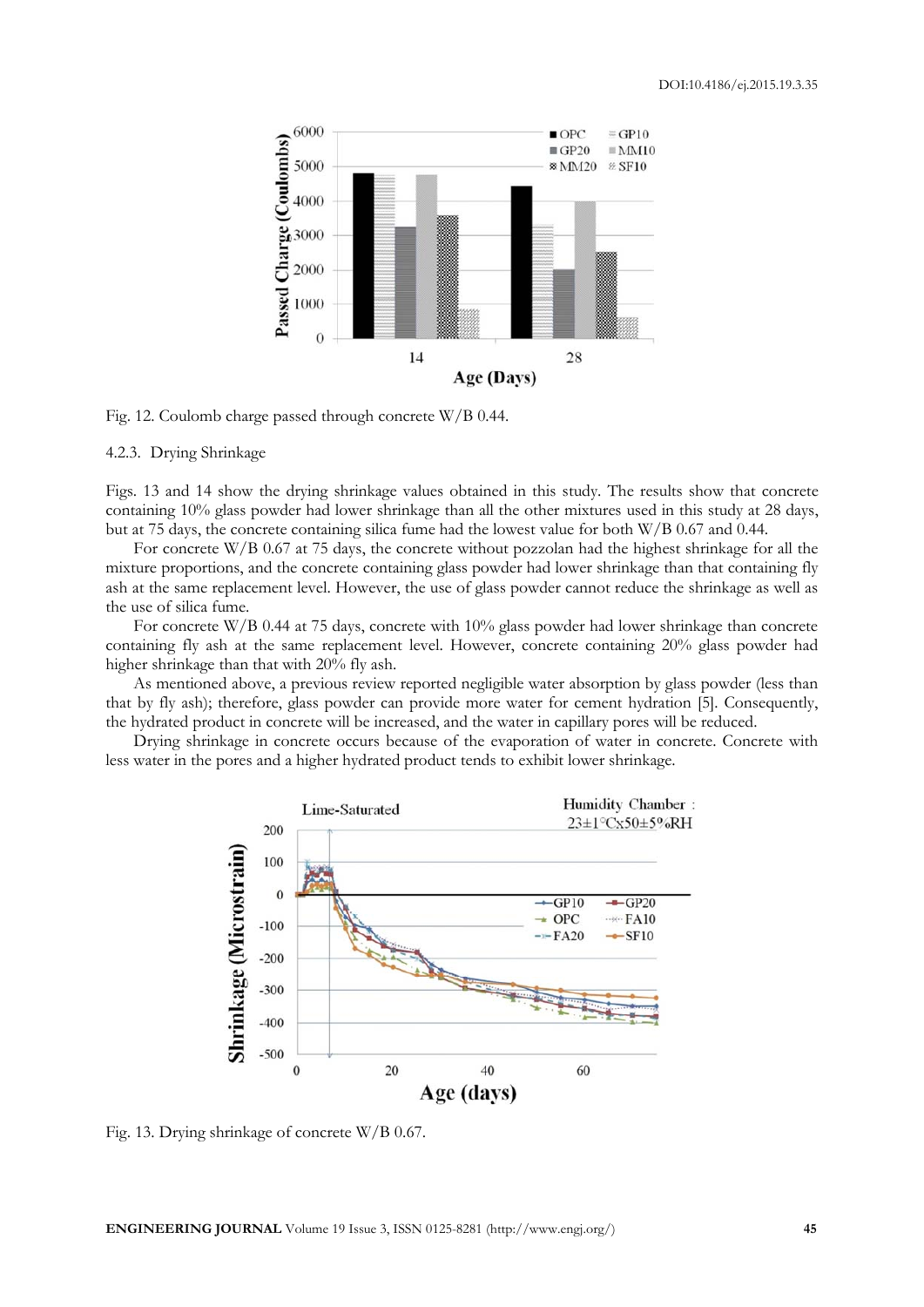Fig. 12. Coulomb charge passed through concrete W/B 0.44.

#### 4.2.3. Drying Shrinkage

Figs. 13 and 14 show the drying shrinkage values obtained in this study. The results show that concrete containing 10% glass powder had lower shrinkage than all the other mixtures used in this study at 28 days, but at 75 days, the concrete containing silica fume had the lowest value for both W/B 0.67 and 0.44.

For concrete W/B 0.67 at 75 days, the concrete without pozzolan had the highest shrinkage for all the mixture proportions, and the concrete containing glass powder had lower shrinkage than that containing fly ash at the same replacement level. However, the use of glass powder cannot reduce the shrinkage as well as the use of silica fume.

For concrete W/B 0.44 at 75 days, concrete with 10% glass powder had lower shrinkage than concrete containing fly ash at the same replacement level. However, concrete containing 20% glass powder had higher shrinkage than that with 20% fly ash.

As mentioned above, a previous review reported negligible water absorption by glass powder (less than that by fly ash); therefore, glass powder can provide more water for cement hydration [5]. Consequently, the hydrated product in concrete will be increased, and the water in capillary pores will be reduced.

Drying shrinkage in concrete occurs because of the evaporation of water in concrete. Concrete with less water in the pores and a higher hydrated product tends to exhibit lower shrinkage.

Fig. 13. Drying shrinkage of concrete W/B 0.67.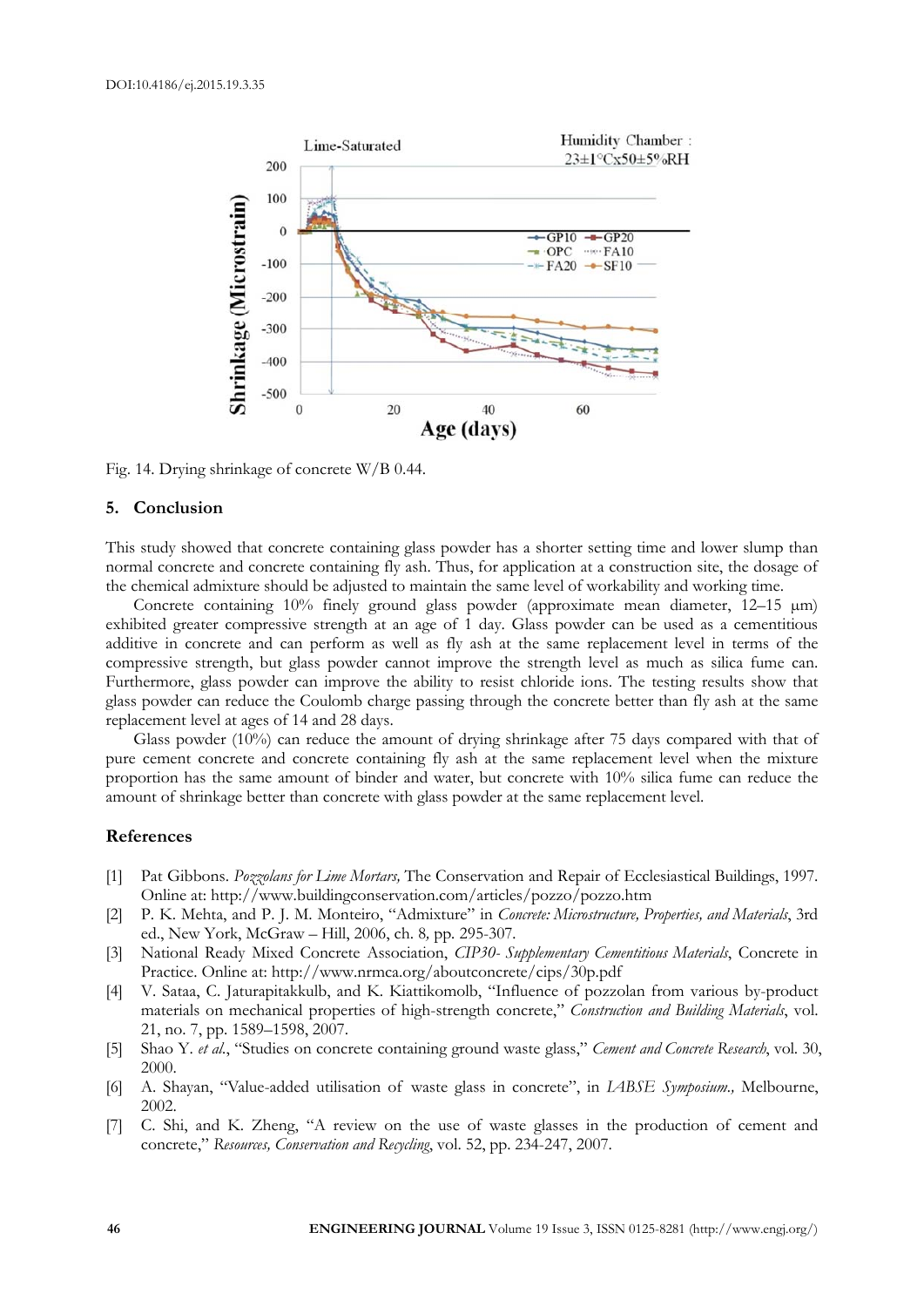Fig. 14. Drying shrinkage of concrete W/B 0.44.

## 5. Conclusion

This study showed that concrete containing glass powder has a shorter setting time and lower slump than normal concrete and concrete containing fly ash. Thus, for application at a construction site, the dosage of the chemical admixture should be adjusted to maintain the same level of workability and working time.

Concrete containing 10% finely ground glass powder (approximate mean diameter, 12–15 μm) exhibited greater compressive strength at an age of 1 day. Glass powder can be used as a cementitious additive in concrete and can perform as well as fly ash at the same replacement level in terms of the compressive strength, but glass powder cannot improve the strength level as much as silica fume can. Furthermore, glass powder can improve the ability to resist chloride ions. The testing results show that glass powder can reduce the Coulomb charge passing through the concrete better than fly ash at the same replacement level at ages of 14 and 28 days.

Glass powder (10%) can reduce the amount of drying shrinkage after 75 days compared with that of pure cement concrete and concrete containing fly ash at the same replacement level when the mixture proportion has the same amount of binder and water, but concrete with 10% silica fume can reduce the amount of shrinkage better than concrete with glass powder at the same replacement level.

## References

[1] Pat Gibbons. *Pozzolans for Lime Mortars,* The Conservation and Repair of Ecclesiastical Buildings, 1997. Online at: http://www.buildingconservation.com/articles/pozzo/pozzo.htm

[2] P. K. Mehta, and P. J. M. Monteiro, "Admixture" in *Concrete: Microstructure, Properties, and Materials*, 3rd ed., New York, McGraw – Hill, 2006, ch. 8, pp. 295-307.

[3] National Ready Mixed Concrete Association, *CIP30- Supplementary Cementitious Materials*, Concrete in Practice. Online at: http://www.nrmca.org/aboutconcrete/cips/30p.pdf

[4] V. Sataa, C. Jaturapitakkulb, and K. Kiattikomolb, "Influence of pozzolan from various by-product materials on mechanical properties of high-strength concrete," *Construction and Building Materials*, vol. 21, no. 7, pp. 1589–1598, 2007.

[5] Shao Y. *et al.*, "Studies on concrete containing ground waste glass," *Cement and Concrete Research*, vol. 30, 2000.

[6] A. Shayan, "Value-added utilisation of waste glass in concrete", in *IABSE Symposium.,* Melbourne, 2002.

[7] C. Shi, and K. Zheng, "A review on the use of waste glasses in the production of cement and concrete," *Resources, Conservation and Recycling*, vol. 52, pp. 234-247, 2007.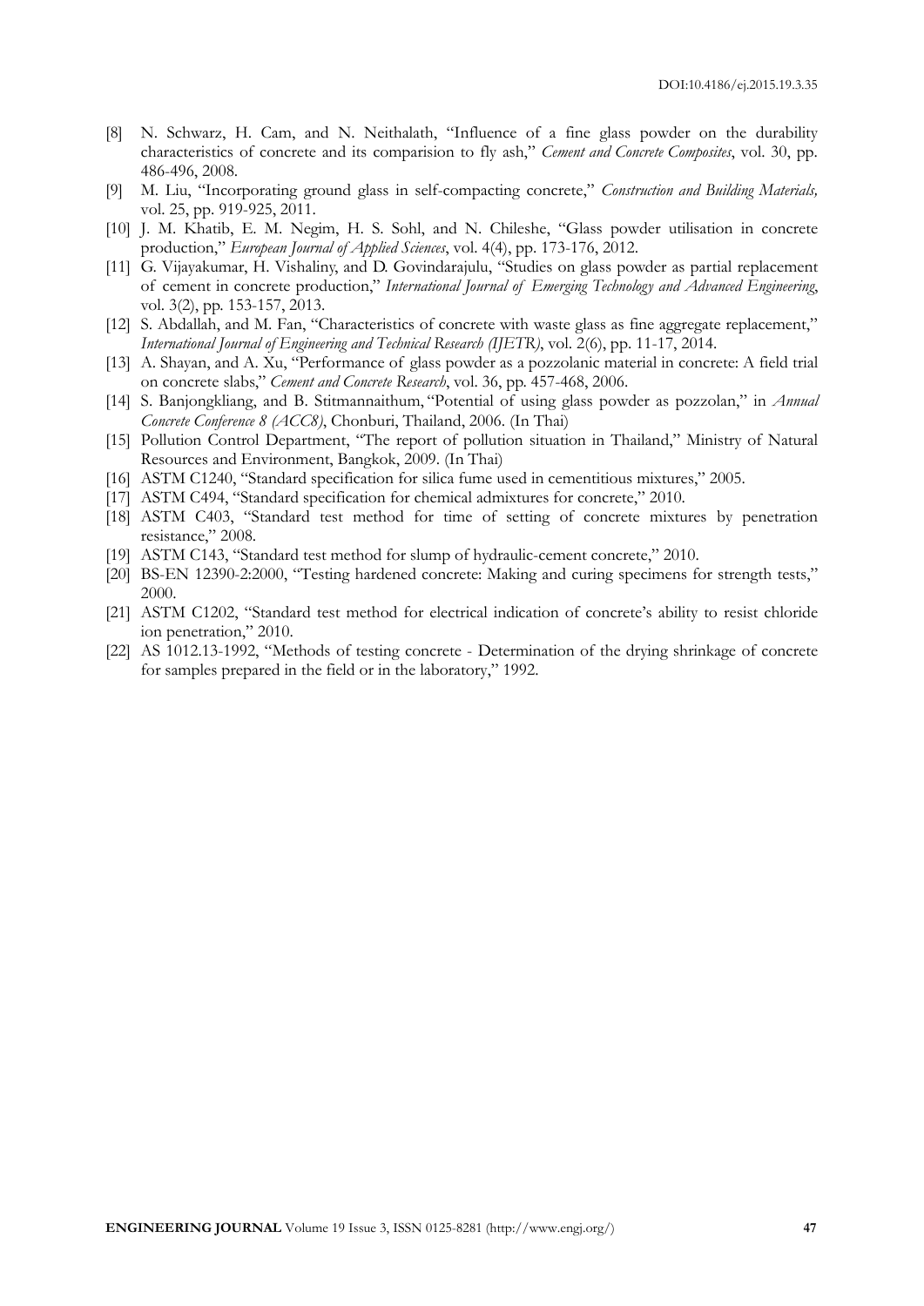[8] N. Schwarz, H. Cam, and N. Neithalath, "Influence of a fine glass powder on the durability characteristics of concrete and its comparision to fly ash," *Cement and Concrete Composites*, vol. 30, pp. 486-496, 2008.

[9] M. Liu, "Incorporating ground glass in self-compacting concrete," *Construction and Building Materials,* vol. 25, pp. 919-925, 2011.

[10] J. M. Khatib, E. M. Negim, H. S. Sohl, and N. Chileshe, "Glass powder utilisation in concrete production," *European Journal of Applied Sciences*, vol. 4(4), pp. 173-176, 2012.

[11] G. Vijayakumar, H. Vishaliny, and D. Govindarajulu, "Studies on glass powder as partial replacement of cement in concrete production," *International Journal of Emerging Technology and Advanced Engineering*, vol. 3(2), pp. 153-157, 2013.

[12] S. Abdallah, and M. Fan, "Characteristics of concrete with waste glass as fine aggregate replacement," *International Journal of Engineering and Technical Research (IJETR)*, vol. 2(6), pp. 11-17, 2014.

[13] A. Shayan, and A. Xu, "Performance of glass powder as a pozzolanic material in concrete: A field trial on concrete slabs," *Cement and Concrete Research*, vol. 36, pp. 457-468, 2006.

[14] S. Banjongkliang, and B. Stitmannaithum, "Potential of using glass powder as pozzolan," in *Annual Concrete Conference 8 (ACC8)*, Chonburi, Thailand, 2006. (In Thai)

[15] Pollution Control Department, "The report of pollution situation in Thailand," Ministry of Natural Resources and Environment, Bangkok, 2009. (In Thai)

[16] ASTM C1240, "Standard specification for silica fume used in cementitious mixtures," 2005.

[17] ASTM C494, "Standard specification for chemical admixtures for concrete," 2010.

[18] ASTM C403, "Standard test method for time of setting of concrete mixtures by penetration resistance," 2008.

[19] ASTM C143, "Standard test method for slump of hydraulic-cement concrete," 2010.

[20] BS-EN 12390-2:2000, "Testing hardened concrete: Making and curing specimens for strength tests," 2000.

[21] ASTM C1202, "Standard test method for electrical indication of concrete's ability to resist chloride ion penetration," 2010.

[22] AS 1012.13-1992, "Methods of testing concrete - Determination of the drying shrinkage of concrete for samples prepared in the field or in the laboratory," 1992.